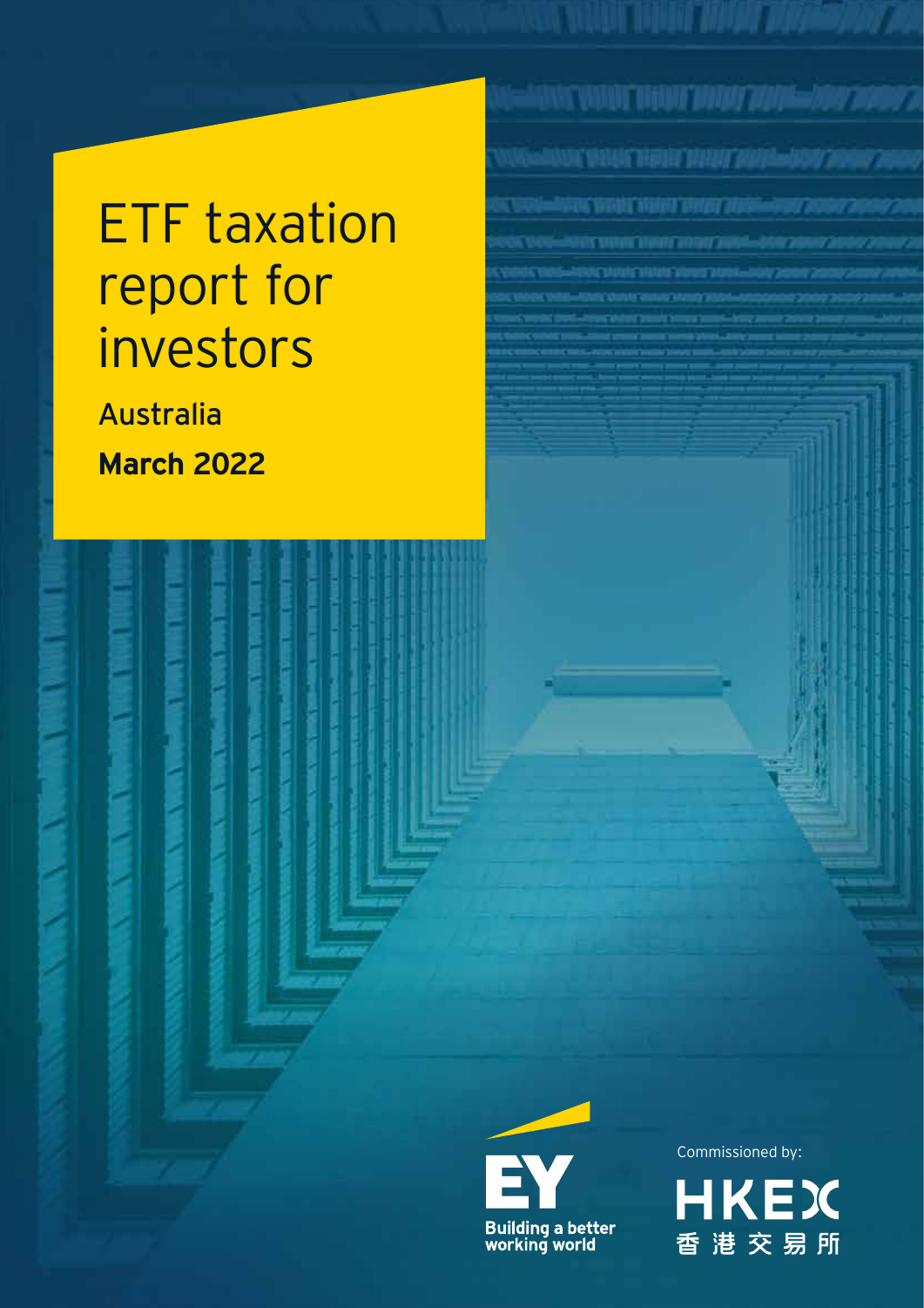# ETF taxation report for investors

Australia

**March 2022**

EY

Building a better working world

Commissioned by:

HKEX

香港交易所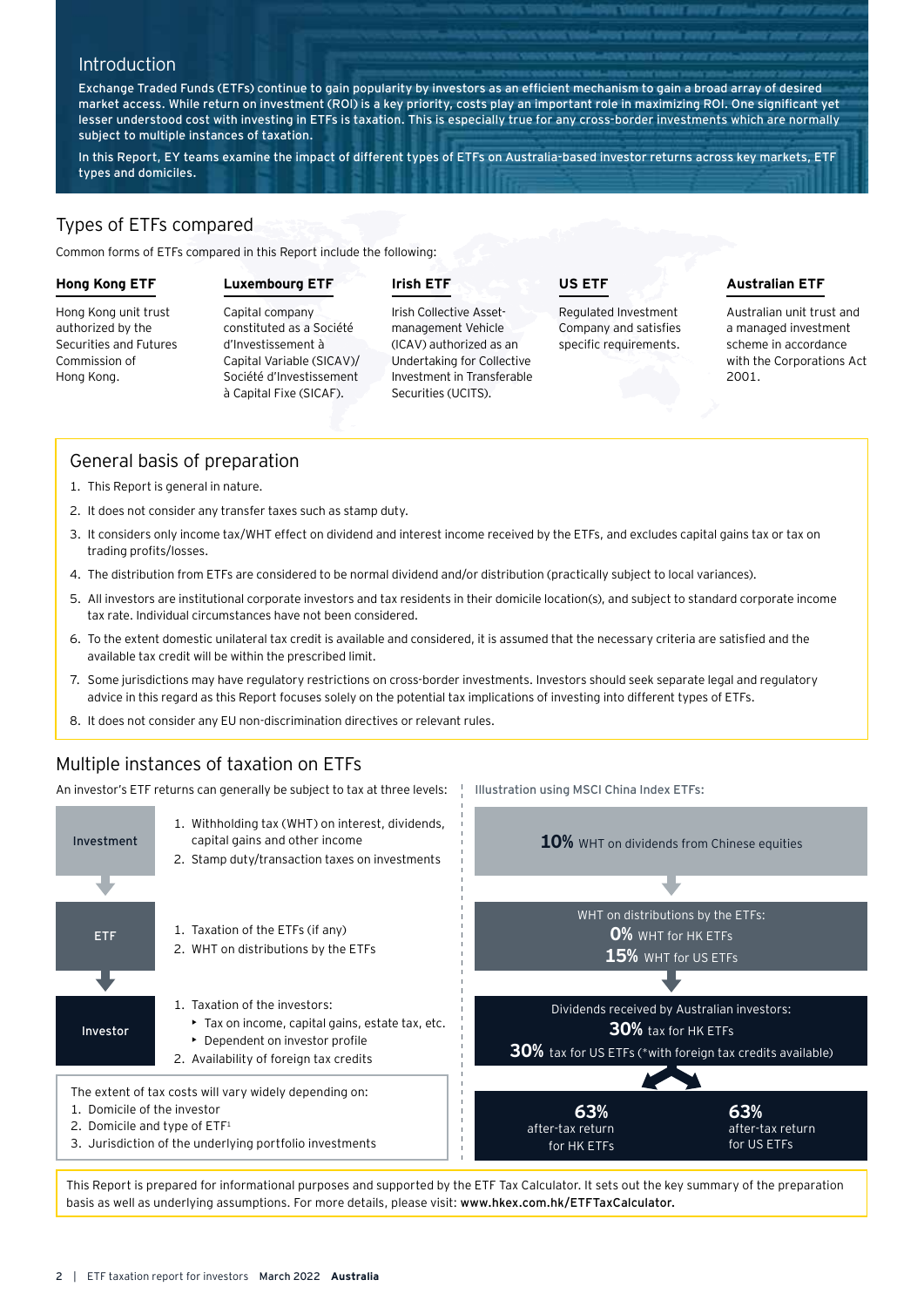## Introduction

**Exchange Traded Funds (ETFs) continue to gain popularity by investors as an efficient mechanism to gain a broad array of desired market access. While return on investment (ROI) is a key priority, costs play an important role in maximizing ROI. One significant yet lesser understood cost with investing in ETFs is taxation. This is especially true for any cross-border investments which are normally subject to multiple instances of taxation.**

**In this Report, EY teams examine the impact of different types of ETFs on Australia-based investor returns across key markets, ETF types and domiciles.**

## Types of ETFs compared

Common forms of ETFs compared in this Report include the following:

**Hong Kong ETF**

Hong Kong unit trust authorized by the Securities and Futures Commission of Hong Kong.

**Luxembourg ETF**

Capital company constituted as a Société d'Investissement à Capital Variable (SICAV)/ Société d'Investissement à Capital Fixe (SICAF).

**Irish ETF**

Irish Collective Asset-management Vehicle (ICAV) authorized as an Undertaking for Collective Investment in Transferable Securities (UCITS).

**US ETF**

Regulated Investment Company and satisfies specific requirements.

**Australian ETF**

Australian unit trust and a managed investment scheme in accordance with the Corporations Act 2001.

## General basis of preparation

1. This Report is general in nature.
2. It does not consider any transfer taxes such as stamp duty.
3. It considers only income tax/WHT effect on dividend and interest income received by the ETFs, and excludes capital gains tax or tax on trading profits/losses.
4. The distribution from ETFs are considered to be normal dividend and/or distribution (practically subject to local variances).
5. All investors are institutional corporate investors and tax residents in their domicile location(s), and subject to standard corporate income tax rate. Individual circumstances have not been considered.
6. To the extent domestic unilateral tax credit is available and considered, it is assumed that the necessary criteria are satisfied and the available tax credit will be within the prescribed limit.
7. Some jurisdictions may have regulatory restrictions on cross-border investments. Investors should seek separate legal and regulatory advice in this regard as this Report focuses solely on the potential tax implications of investing into different types of ETFs.
8. It does not consider any EU non-discrimination directives or relevant rules.

## Multiple instances of taxation on ETFs

An investor's ETF returns can generally be subject to tax at three levels:

**Investment**
1. Withholding tax (WHT) on interest, dividends, capital gains and other income
2. Stamp duty/transaction taxes on investments

**ETF**
1. Taxation of the ETFs (if any)
2. WHT on distributions by the ETFs

**Investor**
1. Taxation of the investors:
   - Tax on income, capital gains, estate tax, etc.
   - Dependent on investor profile
2. Availability of foreign tax credits

The extent of tax costs will vary widely depending on:
1. Domicile of the investor
2. Domicile and type of ETF[1]
3. Jurisdiction of the underlying portfolio investments

Illustration using MSCI China Index ETFs:

**10%** WHT on dividends from Chinese equities

WHT on distributions by the ETFs:
**0%** WHT for HK ETFs
**15%** WHT for US ETFs

Dividends received by Australian investors:
**30%** tax for HK ETFs
**30%** tax for US ETFs (*with foreign tax credits available)

**63%** after-tax return for HK ETFs

**63%** after-tax return for US ETFs

This Report is prepared for informational purposes and supported by the ETF Tax Calculator. It sets out the key summary of the preparation basis as well as underlying assumptions. For more details, please visit: **www.hkex.com.hk/ETFTaxCalculator.**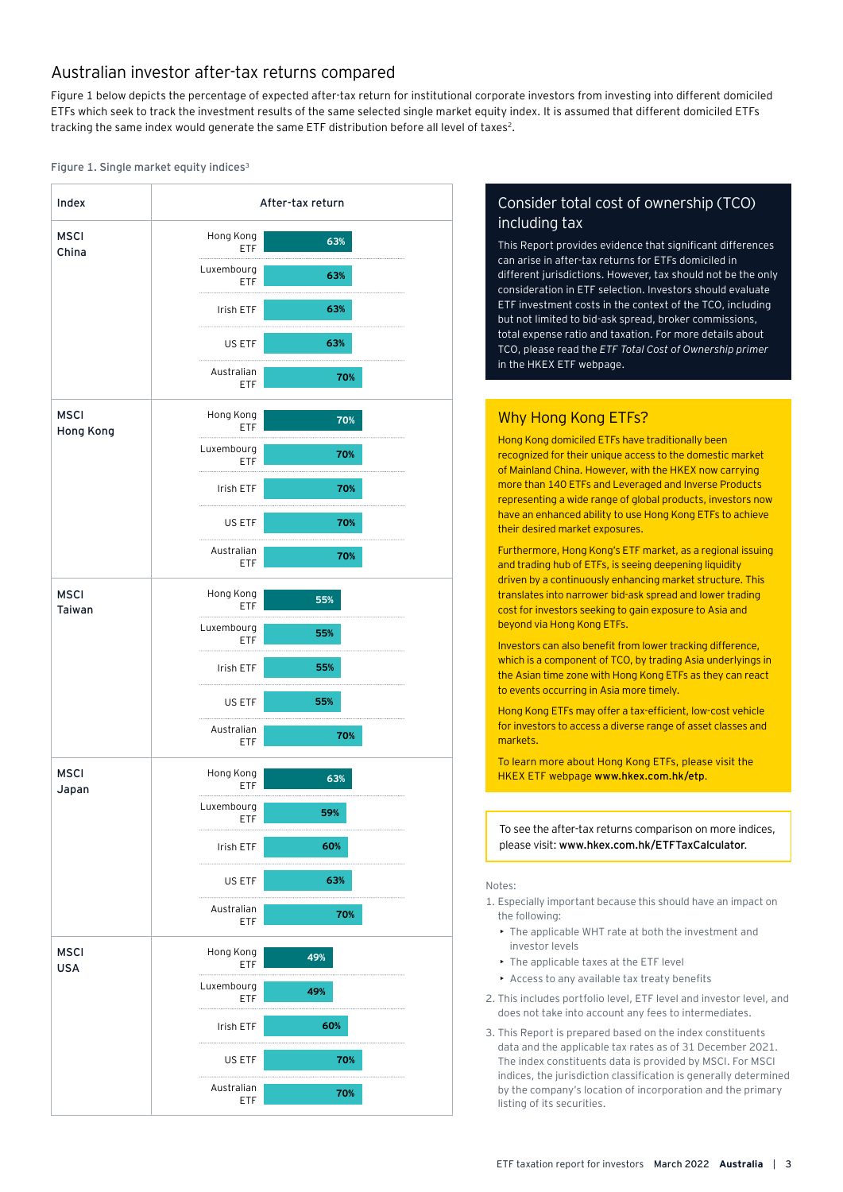## Australian investor after-tax returns compared

Figure 1 below depicts the percentage of expected after-tax return for institutional corporate investors from investing into different domiciled ETFs which seek to track the investment results of the same selected single market equity index. It is assumed that different domiciled ETFs tracking the same index would generate the same ETF distribution before all level of taxes[2].

Figure 1. Single market equity indices[3]

| Index | ETF | After-tax return |
|---|---|---|
| MSCI China | Hong Kong ETF | 63% |
| | Luxembourg ETF | 63% |
| | Irish ETF | 63% |
| | US ETF | 63% |
| | Australian ETF | 70% |
| MSCI Hong Kong | Hong Kong ETF | 70% |
| | Luxembourg ETF | 70% |
| | Irish ETF | 70% |
| | US ETF | 70% |
| | Australian ETF | 70% |
| MSCI Taiwan | Hong Kong ETF | 55% |
| | Luxembourg ETF | 55% |
| | Irish ETF | 55% |
| | US ETF | 55% |
| | Australian ETF | 70% |
| MSCI Japan | Hong Kong ETF | 63% |
| | Luxembourg ETF | 59% |
| | Irish ETF | 60% |
| | US ETF | 63% |
| | Australian ETF | 70% |
| MSCI USA | Hong Kong ETF | 49% |
| | Luxembourg ETF | 49% |
| | Irish ETF | 60% |
| | US ETF | 70% |
| | Australian ETF | 70% |

### Consider total cost of ownership (TCO) including tax

This Report provides evidence that significant differences can arise in after-tax returns for ETFs domiciled in different jurisdictions. However, tax should not be the only consideration in ETF selection. Investors should evaluate ETF investment costs in the context of the TCO, including but not limited to bid-ask spread, broker commissions, total expense ratio and taxation. For more details about TCO, please read the *ETF Total Cost of Ownership primer* in the HKEX ETF webpage.

### Why Hong Kong ETFs?

Hong Kong domiciled ETFs have traditionally been recognized for their unique access to the domestic market of Mainland China. However, with the HKEX now carrying more than 140 ETFs and Leveraged and Inverse Products representing a wide range of global products, investors now have an enhanced ability to use Hong Kong ETFs to achieve their desired market exposures.

Furthermore, Hong Kong's ETF market, as a regional issuing and trading hub of ETFs, is seeing deepening liquidity driven by a continuously enhancing market structure. This translates into narrower bid-ask spread and lower trading cost for investors seeking to gain exposure to Asia and beyond via Hong Kong ETFs.

Investors can also benefit from lower tracking difference, which is a component of TCO, by trading Asia underlyings in the Asian time zone with Hong Kong ETFs as they can react to events occurring in Asia more timely.

Hong Kong ETFs may offer a tax-efficient, low-cost vehicle for investors to access a diverse range of asset classes and markets.

To learn more about Hong Kong ETFs, please visit the HKEX ETF webpage **www.hkex.com.hk/etp**.

To see the after-tax returns comparison on more indices, please visit: **www.hkex.com.hk/ETFTaxCalculator**.

Notes:

1. Especially important because this should have an impact on the following:
   - The applicable WHT rate at both the investment and investor levels
   - The applicable taxes at the ETF level
   - Access to any available tax treaty benefits
2. This includes portfolio level, ETF level and investor level, and does not take into account any fees to intermediates.
3. This Report is prepared based on the index constituents data and the applicable tax rates as of 31 December 2021. The index constituents data is provided by MSCI. For MSCI indices, the jurisdiction classification is generally determined by the company's location of incorporation and the primary listing of its securities.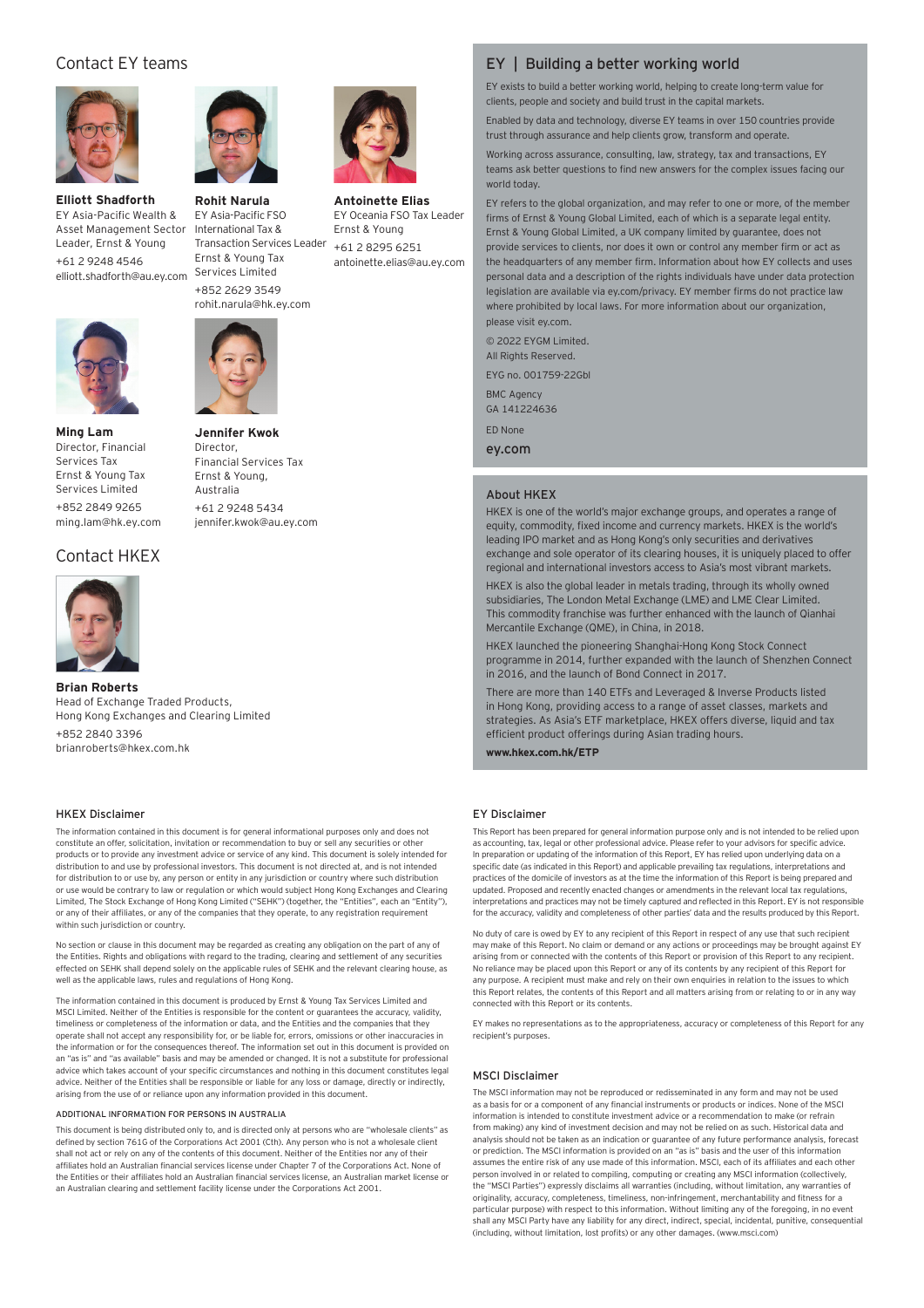## Contact EY teams

**Elliott Shadforth**
EY Asia-Pacific Wealth & Asset Management Sector Leader, Ernst & Young
+61 2 9248 4546
elliott.shadforth@au.ey.com

**Rohit Narula**
EY Asia-Pacific FSO International Tax & Transaction Services Leader
Ernst & Young Tax Services Limited
+852 2629 3549
rohit.narula@hk.ey.com

**Antoinette Elias**
EY Oceania FSO Tax Leader
Ernst & Young
+61 2 8295 6251
antoinette.elias@au.ey.com

**Ming Lam**
Director, Financial Services Tax
Ernst & Young Tax Services Limited
+852 2849 9265
ming.lam@hk.ey.com

**Jennifer Kwok**
Director,
Financial Services Tax
Ernst & Young,
Australia
+61 2 9248 5434
jennifer.kwok@au.ey.com

## Contact HKEX

**Brian Roberts**
Head of Exchange Traded Products,
Hong Kong Exchanges and Clearing Limited
+852 2840 3396
brianroberts@hkex.com.hk

## EY | Building a better working world

EY exists to build a better working world, helping to create long-term value for clients, people and society and build trust in the capital markets.

Enabled by data and technology, diverse EY teams in over 150 countries provide trust through assurance and help clients grow, transform and operate.

Working across assurance, consulting, law, strategy, tax and transactions, EY teams ask better questions to find new answers for the complex issues facing our world today.

EY refers to the global organization, and may refer to one or more, of the member firms of Ernst & Young Global Limited, each of which is a separate legal entity. Ernst & Young Global Limited, a UK company limited by guarantee, does not provide services to clients, nor does it own or control any member firm or act as the headquarters of any member firm. Information about how EY collects and uses personal data and a description of the rights individuals have under data protection legislation are available via ey.com/privacy. EY member firms do not practice law where prohibited by local laws. For more information about our organization, please visit ey.com.

© 2022 EYGM Limited.
All Rights Reserved.

EYG no. 001759-22Gbl

BMC Agency
GA 141224636

ED None

**ey.com**

## About HKEX

HKEX is one of the world's major exchange groups, and operates a range of equity, commodity, fixed income and currency markets. HKEX is the world's leading IPO market and as Hong Kong's only securities and derivatives exchange and sole operator of its clearing houses, it is uniquely placed to offer regional and international investors access to Asia's most vibrant markets.

HKEX is also the global leader in metals trading, through its wholly owned subsidiaries, The London Metal Exchange (LME) and LME Clear Limited. This commodity franchise was further enhanced with the launch of Qianhai Mercantile Exchange (QME), in China, in 2018.

HKEX launched the pioneering Shanghai-Hong Kong Stock Connect programme in 2014, further expanded with the launch of Shenzhen Connect in 2016, and the launch of Bond Connect in 2017.

There are more than 140 ETFs and Leveraged & Inverse Products listed in Hong Kong, providing access to a range of asset classes, markets and strategies. As Asia's ETF marketplace, HKEX offers diverse, liquid and tax efficient product offerings during Asian trading hours.

**www.hkex.com.hk/ETP**

### HKEX Disclaimer

The information contained in this document is for general informational purposes only and does not constitute an offer, solicitation, invitation or recommendation to buy or sell any securities or other products or to provide any investment advice of any kind. This document is solely intended for distribution to and use by professional investors. This document is not directed at, and is not intended for distribution to or use by, any person or entity in any jurisdiction or country where such distribution or use would be contrary to law or regulation or which would subject Hong Kong Exchanges and Clearing Limited, The Stock Exchange of Hong Kong Limited ("SEHK") (together, the "Entities", each an "Entity"), or any of their affiliates, or any of the companies that they operate, to any registration requirement within such jurisdiction or country.

No section or clause in this document may be regarded as creating any obligation on the part of any of the Entities. Rights and obligations with regard to the trading, clearing and settlement of any securities effected on SEHK shall depend solely on the applicable rules of SEHK and the relevant clearing house, as well as the applicable laws, rules and regulations of Hong Kong.

The information contained in this document is produced by Ernst & Young Tax Services Limited and MSCI Limited. Neither of the Entities is responsible for the content or guarantees the accuracy, validity, timeliness or completeness of the information or data, and the Entities and the companies that they operate shall not accept any responsibility for, or be liable for, errors, omissions or other inaccuracies in the information or for the consequences thereof. The information set out in this document is provided on an "as is" and "as available" basis and may be amended or changed. It is not a substitute for professional advice which takes account of your specific circumstances and nothing in this document constitutes legal advice. Neither of the Entities shall be responsible or liable for any loss or damage, directly or indirectly, arising from the use of or reliance upon any information provided in this document.

ADDITIONAL INFORMATION FOR PERSONS IN AUSTRALIA

This document is being distributed only to, and is directed only at persons who are "wholesale clients" as defined by section 761G of the Corporations Act 2001 (Cth). Any person who is not a wholesale client shall not act or rely on any of the contents of this document. Neither of the Entities nor any of their affiliates hold an Australian financial services license under Chapter 7 of the Corporations Act. None of the Entities or their affiliates hold an Australian financial services license, an Australian market license or an Australian clearing and settlement facility license under the Corporations Act 2001.

### EY Disclaimer

This Report has been prepared for general information purpose only and is not intended to be relied upon as accounting, tax, legal or other professional advice. Please refer to your advisors for specific advice. In preparation or updating of the information of this Report, EY has relied upon underlying data on a specific date (as indicated in this Report) and applicable prevailing tax regulations, interpretations and practices of the domicile of investors as at the time the information of this Report is being prepared and updated. Proposed and recently enacted changes or amendments in the relevant local tax regulations, interpretations and practices may not be timely captured and reflected in this Report. EY is not responsible for the accuracy, validity and completeness of other parties' data and the results produced by this Report.

No duty of care is owed by EY to any recipient of this Report in respect of any use that such recipient may make of this Report. No claim or demand or any actions or proceedings may be brought against EY arising from or connected with the contents of this Report or provision of this Report to any recipient. No reliance may be placed upon this Report or any of its contents by any recipient of this Report for any purpose. A recipient must make and rely on their own enquiries in relation to the issues to which this Report relates, the contents of this Report and all matters arising from or relating to or in any way connected with this Report or its contents.

EY makes no representations as to the appropriateness, accuracy or completeness of this Report for any recipient's purposes.

### MSCI Disclaimer

The MSCI information may not be reproduced or redisseminated in any form and may not be used as a basis for or a component of any financial instruments or products or indices. None of the MSCI information is intended to constitute investment advice or a recommendation to make (or refrain from making) any kind of investment decision and may not be relied on as such. Historical data and analysis should not be taken as an indication or guarantee of any future performance analysis, forecast or prediction. The MSCI information is provided on an "as is" basis and the user of this information assumes the entire risk of any use made of this information. MSCI, each of its affiliates and each other person involved in or related to compiling, computing or creating any MSCI information (collectively, the "MSCI Parties") expressly disclaims all warranties (including, without limitation, any warranties of originality, accuracy, completeness, timeliness, non-infringement, merchantability and fitness for a particular purpose) with respect to this information. Without limiting any of the foregoing, in no event shall any MSCI Party have any liability for any direct, indirect, special, incidental, punitive, consequential (including, without limitation, lost profits) or any other damages. (www.msci.com)